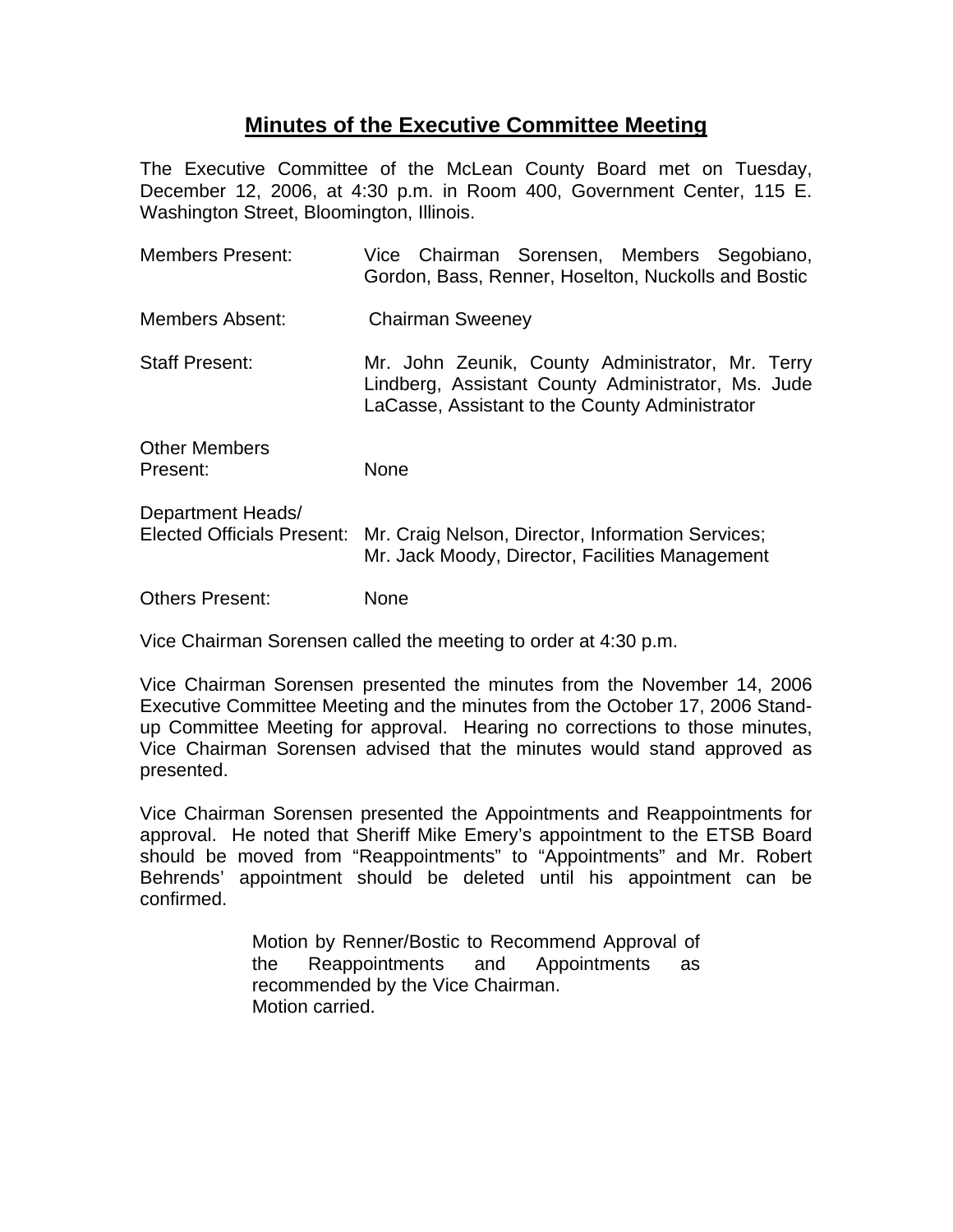# Minutes of the Executive Committee Meeting

The Executive Committee of the McLean County Board met on Tuesday, December 12, 2006, at 4:30 p.m. in Room 400, Government Center, 115 E. Washington Street, Bloomington, Illinois.

| | |
|---|---|
| Members Present: | Vice Chairman Sorensen, Members Segobiano, Gordon, Bass, Renner, Hoselton, Nuckolls and Bostic |
| Members Absent: | Chairman Sweeney |
| Staff Present: | Mr. John Zeunik, County Administrator, Mr. Terry Lindberg, Assistant County Administrator, Ms. Jude LaCasse, Assistant to the County Administrator |
| Other Members Present: | None |
| Department Heads/ Elected Officials Present: | Mr. Craig Nelson, Director, Information Services; Mr. Jack Moody, Director, Facilities Management |
| Others Present: | None |

Vice Chairman Sorensen called the meeting to order at 4:30 p.m.

Vice Chairman Sorensen presented the minutes from the November 14, 2006 Executive Committee Meeting and the minutes from the October 17, 2006 Stand-up Committee Meeting for approval. Hearing no corrections to those minutes, Vice Chairman Sorensen advised that the minutes would stand approved as presented.

Vice Chairman Sorensen presented the Appointments and Reappointments for approval. He noted that Sheriff Mike Emery's appointment to the ETSB Board should be moved from "Reappointments" to "Appointments" and Mr. Robert Behrends' appointment should be deleted until his appointment can be confirmed.

> Motion by Renner/Bostic to Recommend Approval of the Reappointments and Appointments as recommended by the Vice Chairman.
> Motion carried.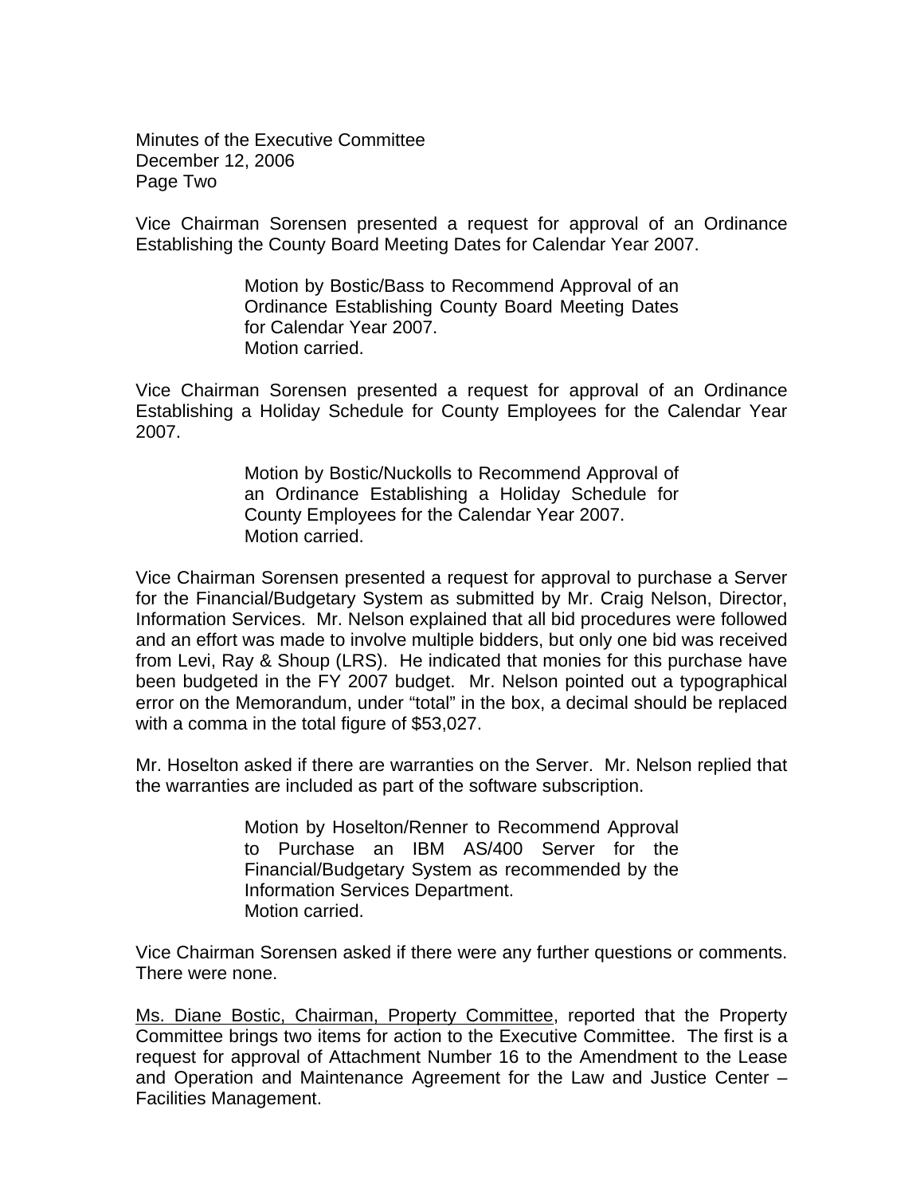Vice Chairman Sorensen presented a request for approval of an Ordinance Establishing the County Board Meeting Dates for Calendar Year 2007.

> Motion by Bostic/Bass to Recommend Approval of an Ordinance Establishing County Board Meeting Dates for Calendar Year 2007.
> Motion carried.

Vice Chairman Sorensen presented a request for approval of an Ordinance Establishing a Holiday Schedule for County Employees for the Calendar Year 2007.

> Motion by Bostic/Nuckolls to Recommend Approval of an Ordinance Establishing a Holiday Schedule for County Employees for the Calendar Year 2007.
> Motion carried.

Vice Chairman Sorensen presented a request for approval to purchase a Server for the Financial/Budgetary System as submitted by Mr. Craig Nelson, Director, Information Services. Mr. Nelson explained that all bid procedures were followed and an effort was made to involve multiple bidders, but only one bid was received from Levi, Ray & Shoup (LRS). He indicated that monies for this purchase have been budgeted in the FY 2007 budget. Mr. Nelson pointed out a typographical error on the Memorandum, under "total" in the box, a decimal should be replaced with a comma in the total figure of $53,027.

Mr. Hoselton asked if there are warranties on the Server. Mr. Nelson replied that the warranties are included as part of the software subscription.

> Motion by Hoselton/Renner to Recommend Approval to Purchase an IBM AS/400 Server for the Financial/Budgetary System as recommended by the Information Services Department.
> Motion carried.

Vice Chairman Sorensen asked if there were any further questions or comments. There were none.

<u>Ms. Diane Bostic, Chairman, Property Committee</u>, reported that the Property Committee brings two items for action to the Executive Committee. The first is a request for approval of Attachment Number 16 to the Amendment to the Lease and Operation and Maintenance Agreement for the Law and Justice Center – Facilities Management.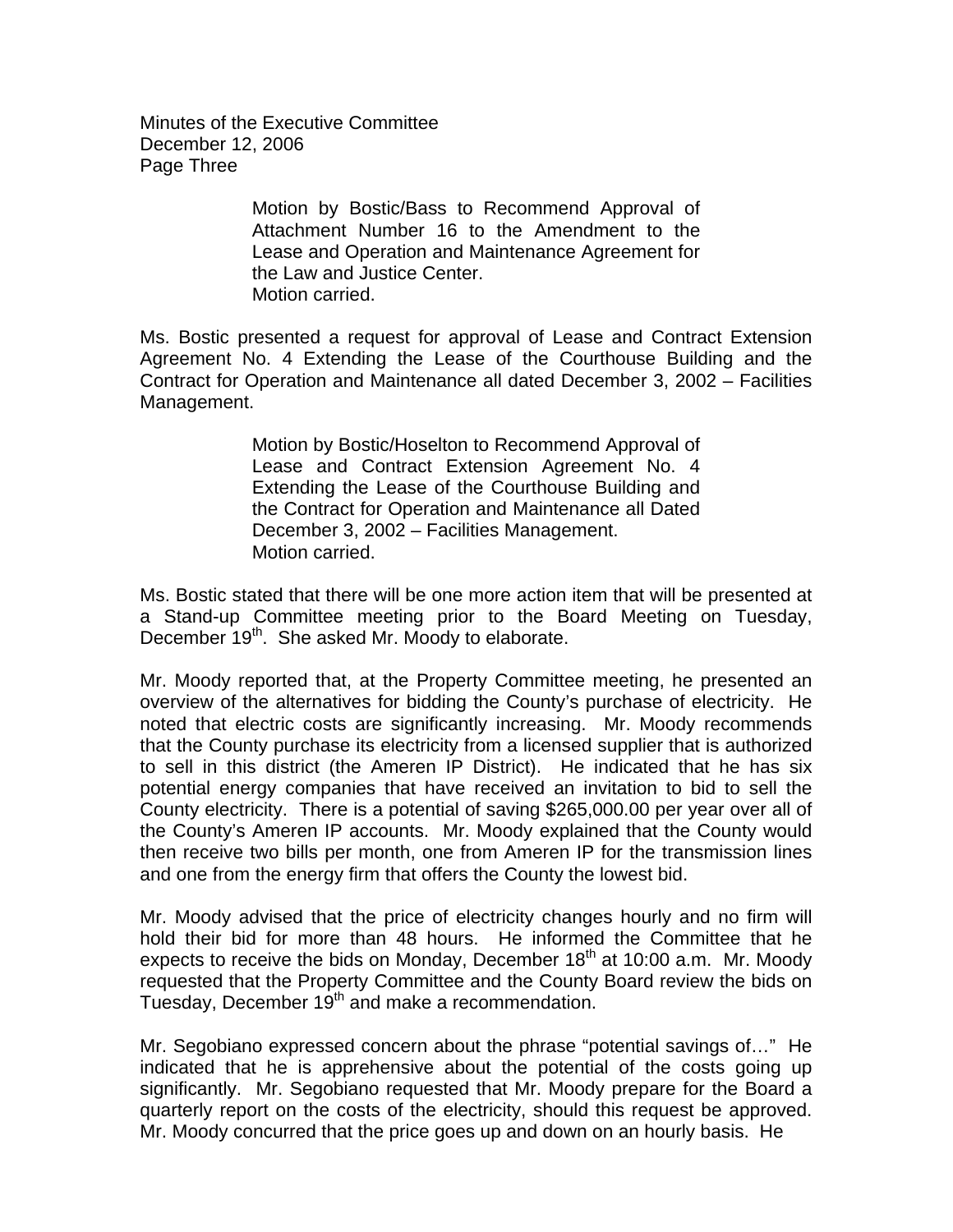Motion by Bostic/Bass to Recommend Approval of Attachment Number 16 to the Amendment to the Lease and Operation and Maintenance Agreement for the Law and Justice Center.
Motion carried.

Ms. Bostic presented a request for approval of Lease and Contract Extension Agreement No. 4 Extending the Lease of the Courthouse Building and the Contract for Operation and Maintenance all dated December 3, 2002 – Facilities Management.

Motion by Bostic/Hoselton to Recommend Approval of Lease and Contract Extension Agreement No. 4 Extending the Lease of the Courthouse Building and the Contract for Operation and Maintenance all Dated December 3, 2002 – Facilities Management.
Motion carried.

Ms. Bostic stated that there will be one more action item that will be presented at a Stand-up Committee meeting prior to the Board Meeting on Tuesday, December 19th. She asked Mr. Moody to elaborate.

Mr. Moody reported that, at the Property Committee meeting, he presented an overview of the alternatives for bidding the County's purchase of electricity. He noted that electric costs are significantly increasing. Mr. Moody recommends that the County purchase its electricity from a licensed supplier that is authorized to sell in this district (the Ameren IP District). He indicated that he has six potential energy companies that have received an invitation to bid to sell the County electricity. There is a potential of saving $265,000.00 per year over all of the County's Ameren IP accounts. Mr. Moody explained that the County would then receive two bills per month, one from Ameren IP for the transmission lines and one from the energy firm that offers the County the lowest bid.

Mr. Moody advised that the price of electricity changes hourly and no firm will hold their bid for more than 48 hours. He informed the Committee that he expects to receive the bids on Monday, December 18th at 10:00 a.m. Mr. Moody requested that the Property Committee and the County Board review the bids on Tuesday, December 19th and make a recommendation.

Mr. Segobiano expressed concern about the phrase "potential savings of…" He indicated that he is apprehensive about the potential of the costs going up significantly. Mr. Segobiano requested that Mr. Moody prepare for the Board a quarterly report on the costs of the electricity, should this request be approved. Mr. Moody concurred that the price goes up and down on an hourly basis. He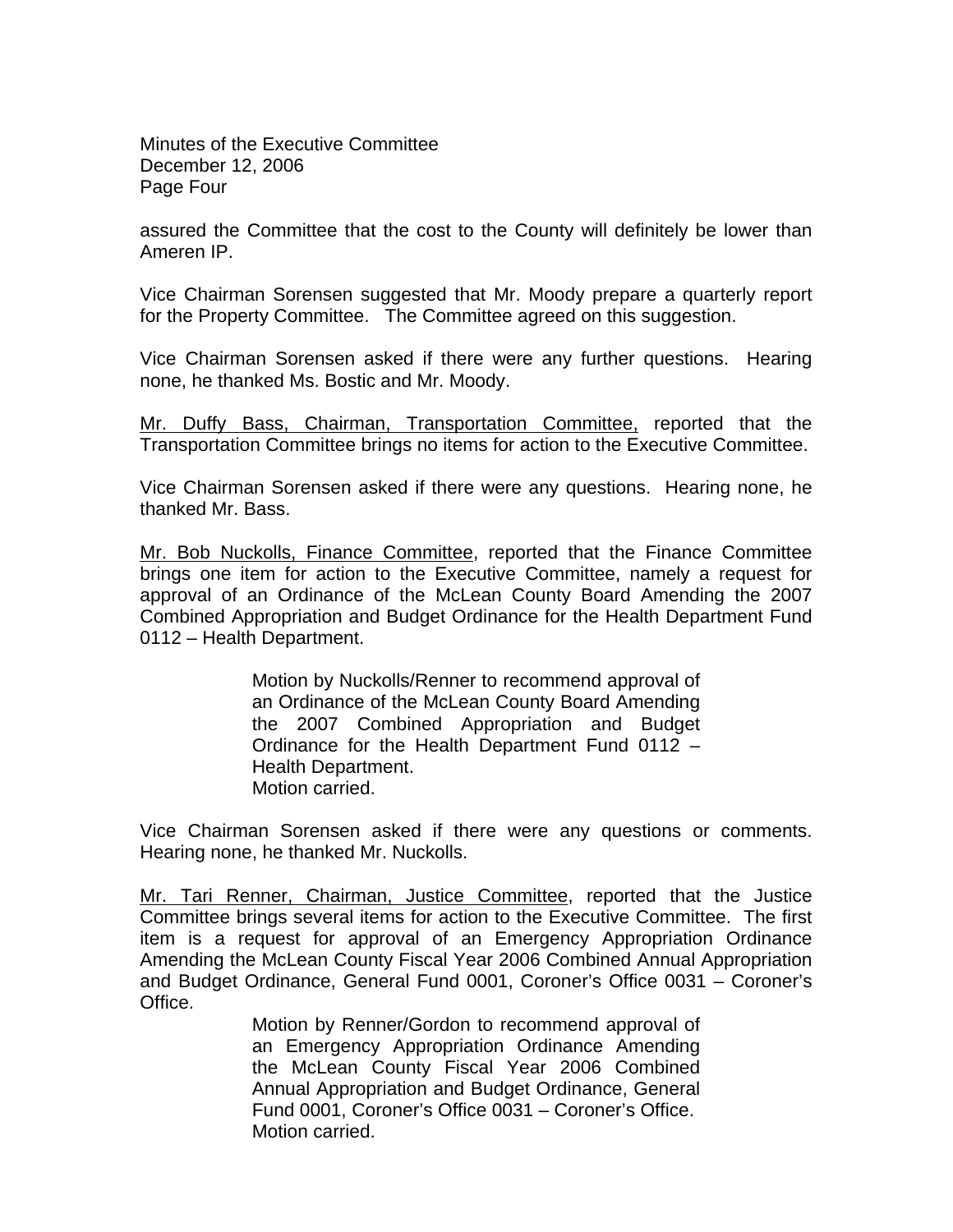assured the Committee that the cost to the County will definitely be lower than Ameren IP.

Vice Chairman Sorensen suggested that Mr. Moody prepare a quarterly report for the Property Committee. The Committee agreed on this suggestion.

Vice Chairman Sorensen asked if there were any further questions. Hearing none, he thanked Ms. Bostic and Mr. Moody.

Mr. Duffy Bass, Chairman, Transportation Committee, reported that the Transportation Committee brings no items for action to the Executive Committee.

Vice Chairman Sorensen asked if there were any questions. Hearing none, he thanked Mr. Bass.

Mr. Bob Nuckolls, Finance Committee, reported that the Finance Committee brings one item for action to the Executive Committee, namely a request for approval of an Ordinance of the McLean County Board Amending the 2007 Combined Appropriation and Budget Ordinance for the Health Department Fund 0112 – Health Department.

> Motion by Nuckolls/Renner to recommend approval of an Ordinance of the McLean County Board Amending the 2007 Combined Appropriation and Budget Ordinance for the Health Department Fund 0112 – Health Department.
> Motion carried.

Vice Chairman Sorensen asked if there were any questions or comments. Hearing none, he thanked Mr. Nuckolls.

Mr. Tari Renner, Chairman, Justice Committee, reported that the Justice Committee brings several items for action to the Executive Committee. The first item is a request for approval of an Emergency Appropriation Ordinance Amending the McLean County Fiscal Year 2006 Combined Annual Appropriation and Budget Ordinance, General Fund 0001, Coroner's Office 0031 – Coroner's Office.

> Motion by Renner/Gordon to recommend approval of an Emergency Appropriation Ordinance Amending the McLean County Fiscal Year 2006 Combined Annual Appropriation and Budget Ordinance, General Fund 0001, Coroner's Office 0031 – Coroner's Office.
> Motion carried.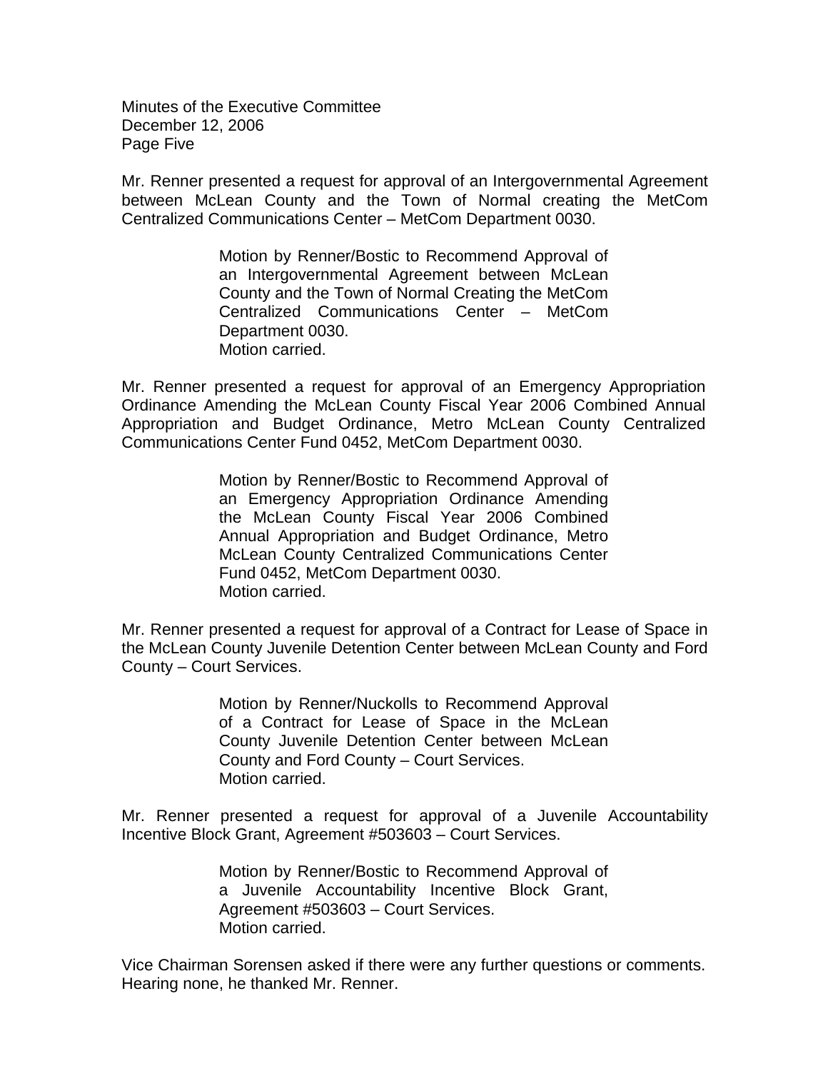Mr. Renner presented a request for approval of an Intergovernmental Agreement between McLean County and the Town of Normal creating the MetCom Centralized Communications Center – MetCom Department 0030.

> Motion by Renner/Bostic to Recommend Approval of an Intergovernmental Agreement between McLean County and the Town of Normal Creating the MetCom Centralized Communications Center – MetCom Department 0030.
> Motion carried.

Mr. Renner presented a request for approval of an Emergency Appropriation Ordinance Amending the McLean County Fiscal Year 2006 Combined Annual Appropriation and Budget Ordinance, Metro McLean County Centralized Communications Center Fund 0452, MetCom Department 0030.

> Motion by Renner/Bostic to Recommend Approval of an Emergency Appropriation Ordinance Amending the McLean County Fiscal Year 2006 Combined Annual Appropriation and Budget Ordinance, Metro McLean County Centralized Communications Center Fund 0452, MetCom Department 0030.
> Motion carried.

Mr. Renner presented a request for approval of a Contract for Lease of Space in the McLean County Juvenile Detention Center between McLean County and Ford County – Court Services.

> Motion by Renner/Nuckolls to Recommend Approval of a Contract for Lease of Space in the McLean County Juvenile Detention Center between McLean County and Ford County – Court Services.
> Motion carried.

Mr. Renner presented a request for approval of a Juvenile Accountability Incentive Block Grant, Agreement #503603 – Court Services.

> Motion by Renner/Bostic to Recommend Approval of a Juvenile Accountability Incentive Block Grant, Agreement #503603 – Court Services.
> Motion carried.

Vice Chairman Sorensen asked if there were any further questions or comments. Hearing none, he thanked Mr. Renner.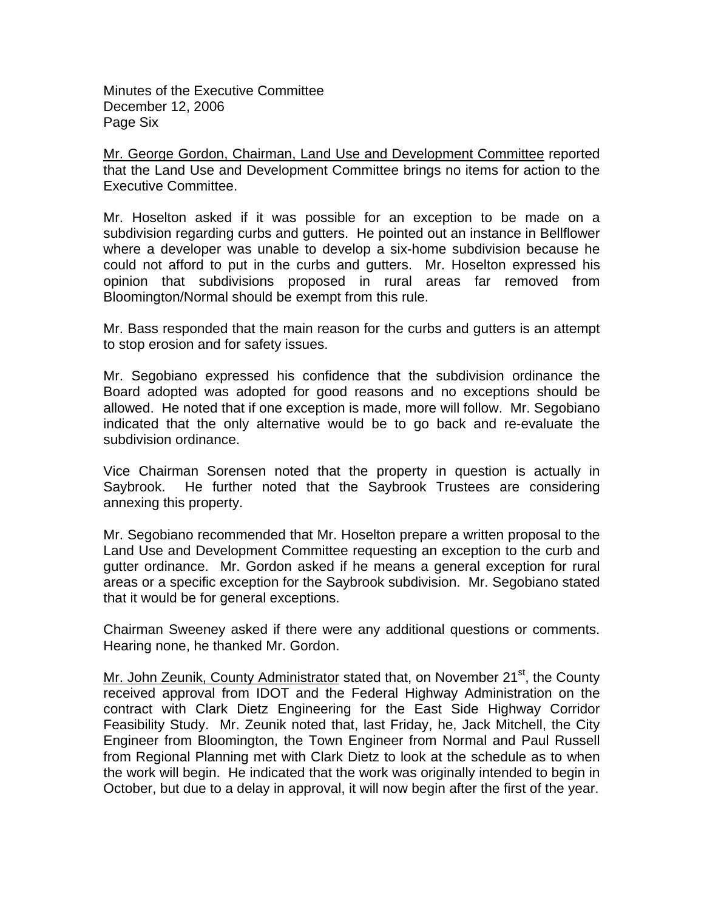Mr. George Gordon, Chairman, Land Use and Development Committee reported that the Land Use and Development Committee brings no items for action to the Executive Committee.

Mr. Hoselton asked if it was possible for an exception to be made on a subdivision regarding curbs and gutters. He pointed out an instance in Bellflower where a developer was unable to develop a six-home subdivision because he could not afford to put in the curbs and gutters. Mr. Hoselton expressed his opinion that subdivisions proposed in rural areas far removed from Bloomington/Normal should be exempt from this rule.

Mr. Bass responded that the main reason for the curbs and gutters is an attempt to stop erosion and for safety issues.

Mr. Segobiano expressed his confidence that the subdivision ordinance the Board adopted was adopted for good reasons and no exceptions should be allowed. He noted that if one exception is made, more will follow. Mr. Segobiano indicated that the only alternative would be to go back and re-evaluate the subdivision ordinance.

Vice Chairman Sorensen noted that the property in question is actually in Saybrook. He further noted that the Saybrook Trustees are considering annexing this property.

Mr. Segobiano recommended that Mr. Hoselton prepare a written proposal to the Land Use and Development Committee requesting an exception to the curb and gutter ordinance. Mr. Gordon asked if he means a general exception for rural areas or a specific exception for the Saybrook subdivision. Mr. Segobiano stated that it would be for general exceptions.

Chairman Sweeney asked if there were any additional questions or comments. Hearing none, he thanked Mr. Gordon.

Mr. John Zeunik, County Administrator stated that, on November 21st, the County received approval from IDOT and the Federal Highway Administration on the contract with Clark Dietz Engineering for the East Side Highway Corridor Feasibility Study. Mr. Zeunik noted that, last Friday, he, Jack Mitchell, the City Engineer from Bloomington, the Town Engineer from Normal and Paul Russell from Regional Planning met with Clark Dietz to look at the schedule as to when the work will begin. He indicated that the work was originally intended to begin in October, but due to a delay in approval, it will now begin after the first of the year.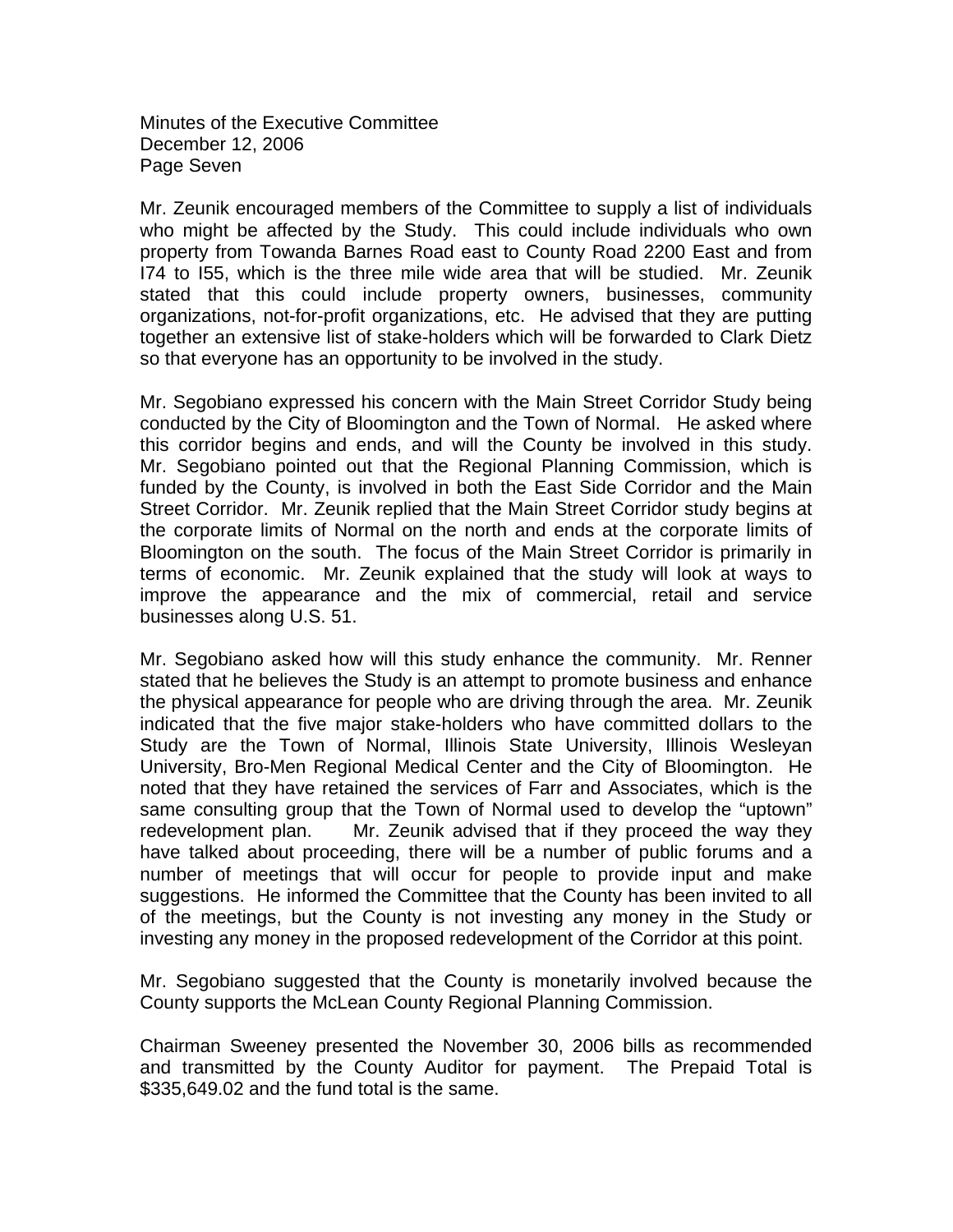Mr. Zeunik encouraged members of the Committee to supply a list of individuals who might be affected by the Study. This could include individuals who own property from Towanda Barnes Road east to County Road 2200 East and from I74 to I55, which is the three mile wide area that will be studied. Mr. Zeunik stated that this could include property owners, businesses, community organizations, not-for-profit organizations, etc. He advised that they are putting together an extensive list of stake-holders which will be forwarded to Clark Dietz so that everyone has an opportunity to be involved in the study.

Mr. Segobiano expressed his concern with the Main Street Corridor Study being conducted by the City of Bloomington and the Town of Normal. He asked where this corridor begins and ends, and will the County be involved in this study. Mr. Segobiano pointed out that the Regional Planning Commission, which is funded by the County, is involved in both the East Side Corridor and the Main Street Corridor. Mr. Zeunik replied that the Main Street Corridor study begins at the corporate limits of Normal on the north and ends at the corporate limits of Bloomington on the south. The focus of the Main Street Corridor is primarily in terms of economic. Mr. Zeunik explained that the study will look at ways to improve the appearance and the mix of commercial, retail and service businesses along U.S. 51.

Mr. Segobiano asked how will this study enhance the community. Mr. Renner stated that he believes the Study is an attempt to promote business and enhance the physical appearance for people who are driving through the area. Mr. Zeunik indicated that the five major stake-holders who have committed dollars to the Study are the Town of Normal, Illinois State University, Illinois Wesleyan University, Bro-Men Regional Medical Center and the City of Bloomington. He noted that they have retained the services of Farr and Associates, which is the same consulting group that the Town of Normal used to develop the "uptown" redevelopment plan. Mr. Zeunik advised that if they proceed the way they have talked about proceeding, there will be a number of public forums and a number of meetings that will occur for people to provide input and make suggestions. He informed the Committee that the County has been invited to all of the meetings, but the County is not investing any money in the Study or investing any money in the proposed redevelopment of the Corridor at this point.

Mr. Segobiano suggested that the County is monetarily involved because the County supports the McLean County Regional Planning Commission.

Chairman Sweeney presented the November 30, 2006 bills as recommended and transmitted by the County Auditor for payment. The Prepaid Total is $335,649.02 and the fund total is the same.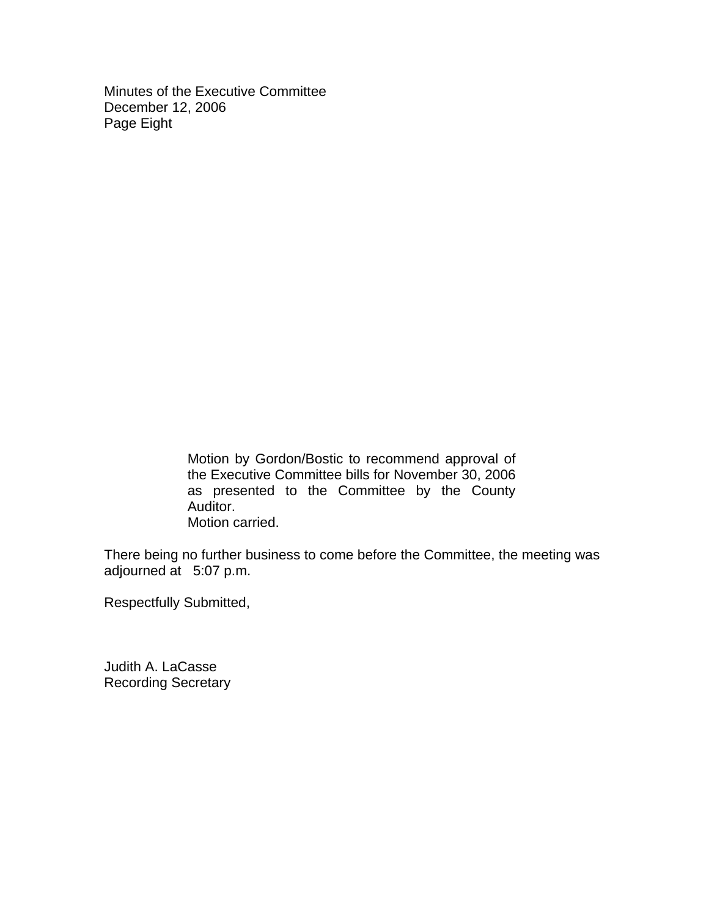Motion by Gordon/Bostic to recommend approval of the Executive Committee bills for November 30, 2006 as presented to the Committee by the County Auditor.
Motion carried.

There being no further business to come before the Committee, the meeting was adjourned at 5:07 p.m.

Respectfully Submitted,

Judith A. LaCasse
Recording Secretary